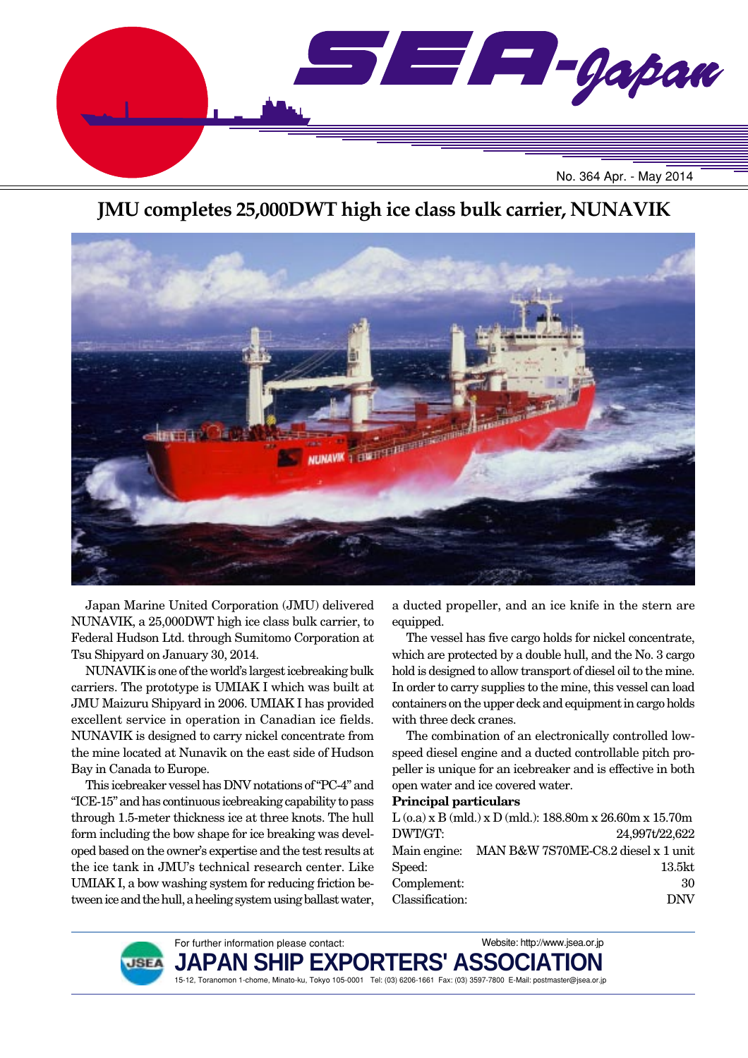# SEA-Japan

No. 364 Apr. - May 2014

## JMU completes 25,000DWT high ice class bulk carrier, NUNAVIK

Japan Marine United Corporation (JMU) delivered NUNAVIK, a 25,000DWT high ice class bulk carrier, to Federal Hudson Ltd. through Sumitomo Corporation at Tsu Shipyard on January 30, 2014.

NUNAVIK is one of the world's largest icebreaking bulk carriers. The prototype is UMIAK I which was built at JMU Maizuru Shipyard in 2006. UMIAK I has provided excellent service in operation in Canadian ice fields. NUNAVIK is designed to carry nickel concentrate from the mine located at Nunavik on the east side of Hudson Bay in Canada to Europe.

This icebreaker vessel has DNV notations of "PC-4" and "ICE-15" and has continuous icebreaking capability to pass through 1.5-meter thickness ice at three knots. The hull form including the bow shape for ice breaking was developed based on the owner's expertise and the test results at the ice tank in JMU's technical research center. Like UMIAK I, a bow washing system for reducing friction between ice and the hull, a heeling system using ballast water, a ducted propeller, and an ice knife in the stern are equipped.

The vessel has five cargo holds for nickel concentrate, which are protected by a double hull, and the No. 3 cargo hold is designed to allow transport of diesel oil to the mine. In order to carry supplies to the mine, this vessel can load containers on the upper deck and equipment in cargo holds with three deck cranes.

The combination of an electronically controlled low-speed diesel engine and a ducted controllable pitch propeller is unique for an icebreaker and is effective in both open water and ice covered water.

**Principal particulars**

| | |
|---|---|
| L (o.a) x B (mld.) x D (mld.): | 188.80m x 26.60m x 15.70m |
| DWT/GT: | 24,997t/22,622 |
| Main engine: | MAN B&W 7S70ME-C8.2 diesel x 1 unit |
| Speed: | 13.5kt |
| Complement: | 30 |
| Classification: | DNV |

For further information please contact: Website: http://www.jsea.or.jp

**JAPAN SHIP EXPORTERS' ASSOCIATION**

15-12, Toranomon 1-chome, Minato-ku, Tokyo 105-0001 Tel: (03) 6206-1661 Fax: (03) 3597-7800 E-Mail: postmaster@jsea.or.jp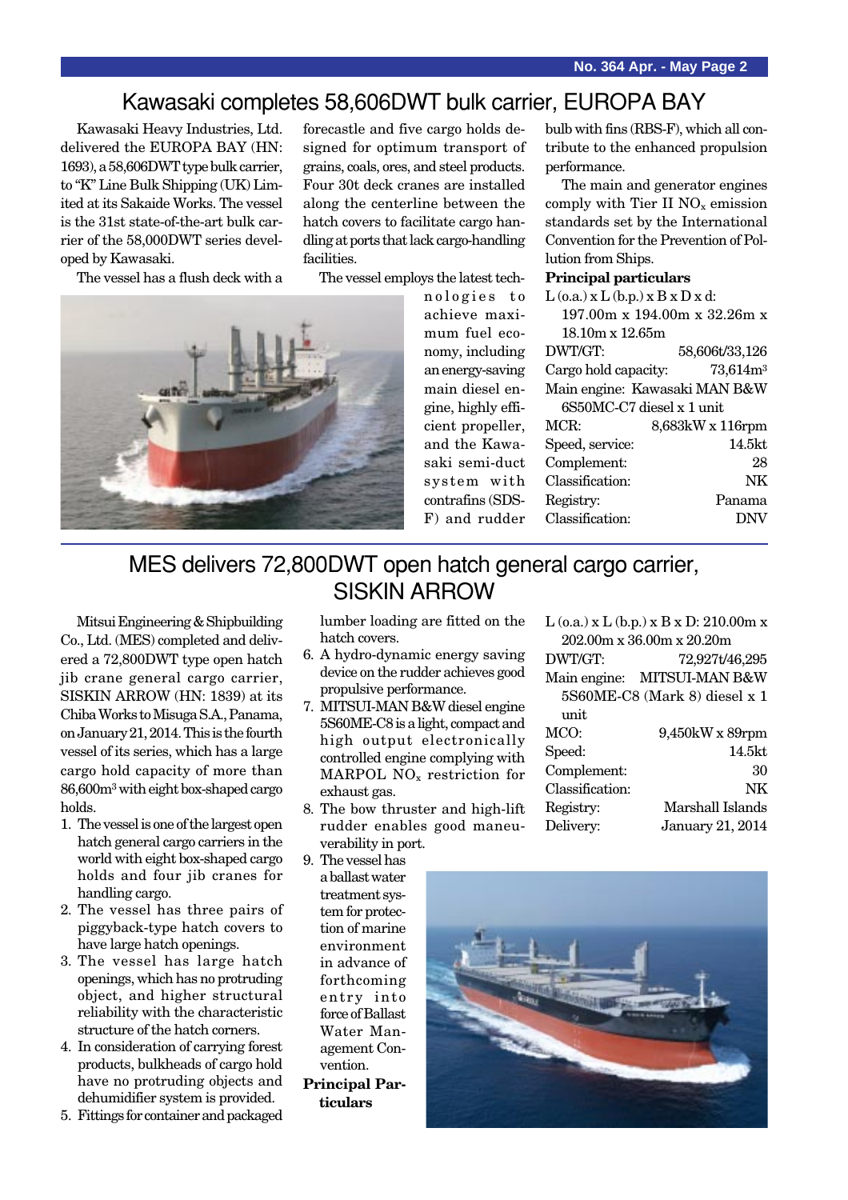## Kawasaki completes 58,606DWT bulk carrier, EUROPA BAY

Kawasaki Heavy Industries, Ltd. delivered the EUROPA BAY (HN: 1693), a 58,606DWT type bulk carrier, to "K" Line Bulk Shipping (UK) Limited at its Sakaide Works. The vessel is the 31st state-of-the-art bulk carrier of the 58,000DWT series developed by Kawasaki.

The vessel has a flush deck with a forecastle and five cargo holds designed for optimum transport of grains, coals, ores, and steel products. Four 30t deck cranes are installed along the centerline between the hatch covers to facilitate cargo handling at ports that lack cargo-handling facilities.

The vessel employs the latest technologies to achieve maximum fuel economy, including an energy-saving main diesel engine, highly efficient propeller, and the Kawasaki semi-duct system with contrafins (SDS-F) and rudder bulb with fins (RBS-F), which all contribute to the enhanced propulsion performance.

The main and generator engines comply with Tier II $NO_x$ emission standards set by the International Convention for the Prevention of Pollution from Ships.

**Principal particulars**

L (o.a.) x L (b.p.) x B x D x d: 197.00m x 194.00m x 32.26m x 18.10m x 12.65m

| | |
|---|---|
| DWT/GT: | 58,606t/33,126 |
| Cargo hold capacity: | 73,614m$^3$ |
| Main engine: | Kawasaki MAN B&W 6S50MC-C7 diesel x 1 unit |
| MCR: | 8,683kW x 116rpm |
| Speed, service: | 14.5kt |
| Complement: | 28 |
| Classification: | NK |
| Registry: | Panama |
| Classification: | DNV |

## MES delivers 72,800DWT open hatch general cargo carrier, SISKIN ARROW

Mitsui Engineering & Shipbuilding Co., Ltd. (MES) completed and delivered a 72,800DWT type open hatch jib crane general cargo carrier, SISKIN ARROW (HN: 1839) at its Chiba Works to Misuga S.A., Panama, on January 21, 2014. This is the fourth vessel of its series, which has a large cargo hold capacity of more than 86,600m$^3$ with eight box-shaped cargo holds.

1. The vessel is one of the largest open hatch general cargo carriers in the world with eight box-shaped cargo holds and four jib cranes for handling cargo.
2. The vessel has three pairs of piggyback-type hatch covers to have large hatch openings.
3. The vessel has large hatch openings, which has no protruding object, and higher structural reliability with the characteristic structure of the hatch corners.
4. In consideration of carrying forest products, bulkheads of cargo hold have no protruding objects and dehumidifier system is provided.
5. Fittings for container and packaged lumber loading are fitted on the hatch covers.
6. A hydro-dynamic energy saving device on the rudder achieves good propulsive performance.
7. MITSUI-MAN B&W diesel engine 5S60ME-C8 is a light, compact and high output electronically controlled engine complying with MARPOL $NO_x$ restriction for exhaust gas.
8. The bow thruster and high-lift rudder enables good maneuverability in port.
9. The vessel has a ballast water treatment system for protection of marine environment in advance of forthcoming entry into force of Ballast Water Management Convention.

**Principal Particulars**

L (o.a.) x L (b.p.) x B x D: 210.00m x 202.00m x 36.00m x 20.20m

| | |
|---|---|
| DWT/GT: | 72,927t/46,295 |
| Main engine: | MITSUI-MAN B&W 5S60ME-C8 (Mark 8) diesel x 1 unit |
| MCO: | 9,450kW x 89rpm |
| Speed: | 14.5kt |
| Complement: | 30 |
| Classification: | NK |
| Registry: | Marshall Islands |
| Delivery: | January 21, 2014 |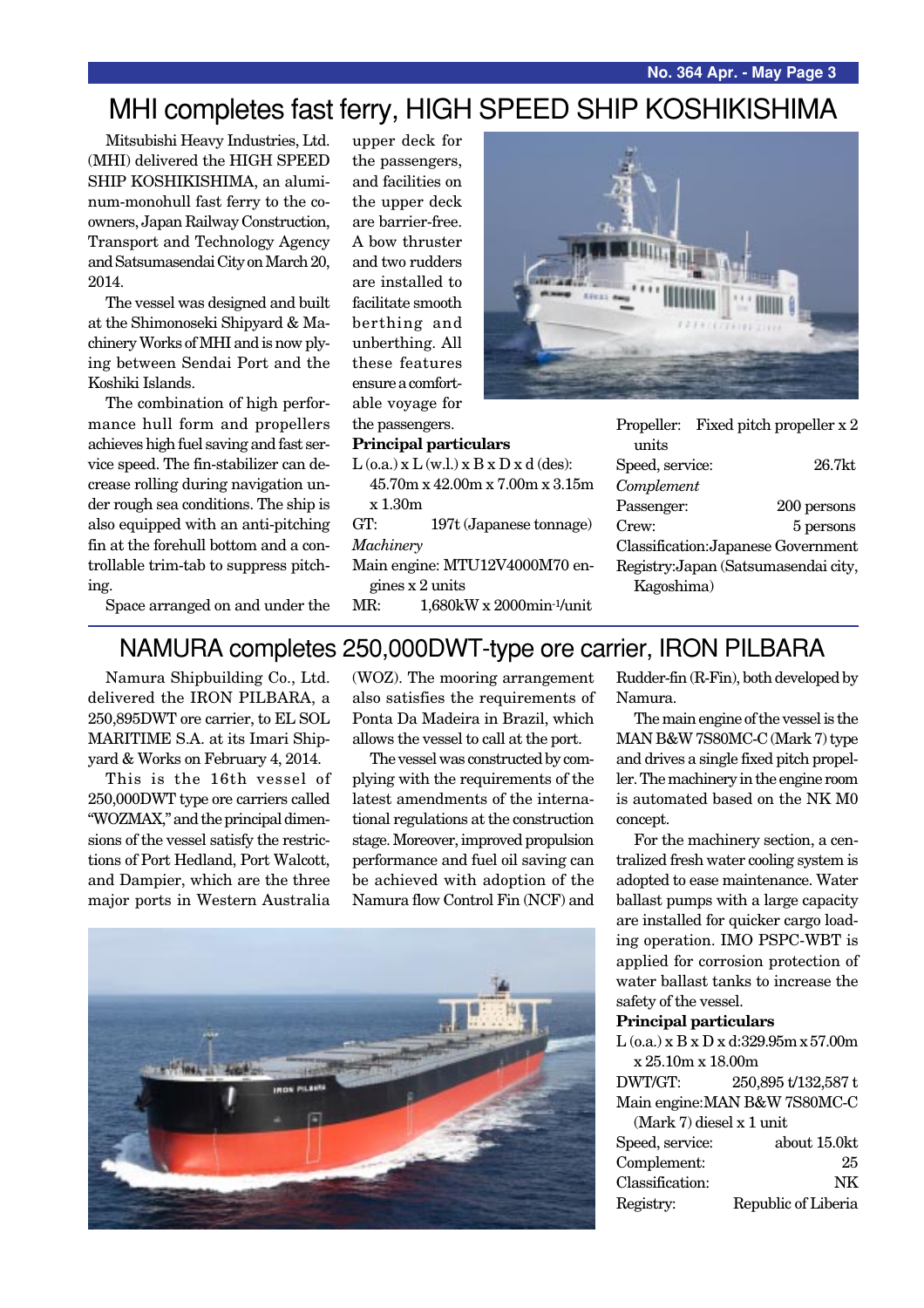# MHI completes fast ferry, HIGH SPEED SHIP KOSHIKISHIMA

Mitsubishi Heavy Industries, Ltd. (MHI) delivered the HIGH SPEED SHIP KOSHIKISHIMA, an aluminum-monohull fast ferry to the co-owners, Japan Railway Construction, Transport and Technology Agency and Satsumasendai City on March 20, 2014.

The vessel was designed and built at the Shimonoseki Shipyard & Machinery Works of MHI and is now plying between Sendai Port and the Koshiki Islands.

The combination of high performance hull form and propellers achieves high fuel saving and fast service speed. The fin-stabilizer can decrease rolling during navigation under rough sea conditions. The ship is also equipped with an anti-pitching fin at the forehull bottom and a controllable trim-tab to suppress pitching.

Space arranged on and under the upper deck for the passengers, and facilities on the upper deck are barrier-free. A bow thruster and two rudders are installed to facilitate smooth berthing and unberthing. All these features ensure a comfortable voyage for the passengers.

**Principal particulars**

L (o.a.) x L (w.l.) x B x D x d (des): 45.70m x 42.00m x 7.00m x 3.15m x 1.30m

GT: 197t (Japanese tonnage)

*Machinery*

Main engine: MTU12V4000M70 engines x 2 units

MR: 1,680kW x 2000min-1/unit

Propeller: Fixed pitch propeller x 2 units

Speed, service: 26.7kt

*Complement*

Passenger: 200 persons

Crew: 5 persons

Classification: Japanese Government

Registry: Japan (Satsumasendai city, Kagoshima)

# NAMURA completes 250,000DWT-type ore carrier, IRON PILBARA

Namura Shipbuilding Co., Ltd. delivered the IRON PILBARA, a 250,895DWT ore carrier, to EL SOL MARITIME S.A. at its Imari Shipyard & Works on February 4, 2014.

This is the 16th vessel of 250,000DWT type ore carriers called "WOZMAX," and the principal dimensions of the vessel satisfy the restrictions of Port Hedland, Port Walcott, and Dampier, which are the three major ports in Western Australia (WOZ). The mooring arrangement also satisfies the requirements of Ponta Da Madeira in Brazil, which allows the vessel to call at the port.

The vessel was constructed by complying with the requirements of the latest amendments of the international regulations at the construction stage. Moreover, improved propulsion performance and fuel oil saving can be achieved with adoption of the Namura flow Control Fin (NCF) and Rudder-fin (R-Fin), both developed by Namura.

The main engine of the vessel is the MAN B&W 7S80MC-C (Mark 7) type and drives a single fixed pitch propeller. The machinery in the engine room is automated based on the NK M0 concept.

For the machinery section, a centralized fresh water cooling system is adopted to ease maintenance. Water ballast pumps with a large capacity are installed for quicker cargo loading operation. IMO PSPC-WBT is applied for corrosion protection of water ballast tanks to increase the safety of the vessel.

**Principal particulars**

L (o.a.) x B x D x d: 329.95m x 57.00m x 25.10m x 18.00m

DWT/GT: 250,895 t/132,587 t

Main engine: MAN B&W 7S80MC-C (Mark 7) diesel x 1 unit

Speed, service: about 15.0kt

Complement: 25

Classification: NK

Registry: Republic of Liberia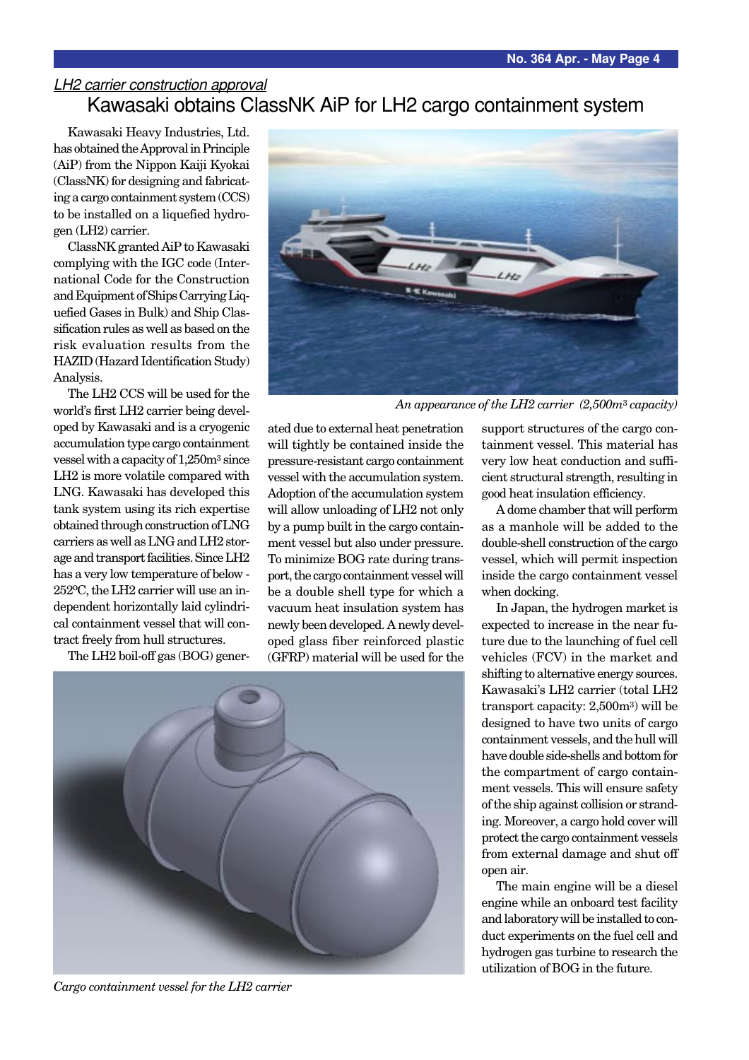*LH2 carrier construction approval*

# Kawasaki obtains ClassNK AiP for LH2 cargo containment system

Kawasaki Heavy Industries, Ltd. has obtained the Approval in Principle (AiP) from the Nippon Kaiji Kyokai (ClassNK) for designing and fabricating a cargo containment system (CCS) to be installed on a liquefied hydrogen (LH2) carrier.

ClassNK granted AiP to Kawasaki complying with the IGC code (International Code for the Construction and Equipment of Ships Carrying Liquefied Gases in Bulk) and Ship Classification rules as well as based on the risk evaluation results from the HAZID (Hazard Identification Study) Analysis.

The LH2 CCS will be used for the world's first LH2 carrier being developed by Kawasaki and is a cryogenic accumulation type cargo containment vessel with a capacity of 1,250m$^3$ since LH2 is more volatile compared with LNG. Kawasaki has developed this tank system using its rich expertise obtained through construction of LNG carriers as well as LNG and LH2 storage and transport facilities. Since LH2 has a very low temperature of below -252ºC, the LH2 carrier will use an independent horizontally laid cylindrical containment vessel that will contract freely from hull structures.

*An appearance of the LH2 carrier (2,500m$^3$ capacity)*

The LH2 boil-off gas (BOG) generated due to external heat penetration will tightly be contained inside the pressure-resistant cargo containment vessel with the accumulation system. Adoption of the accumulation system will allow unloading of LH2 not only by a pump built in the cargo containment vessel but also under pressure. To minimize BOG rate during transport, the cargo containment vessel will be a double shell type for which a vacuum heat insulation system has newly been developed. A newly developed glass fiber reinforced plastic (GFRP) material will be used for the support structures of the cargo containment vessel. This material has very low heat conduction and sufficient structural strength, resulting in good heat insulation efficiency.

A dome chamber that will perform as a manhole will be added to the double-shell construction of the cargo vessel, which will permit inspection inside the cargo containment vessel when docking.

In Japan, the hydrogen market is expected to increase in the near future due to the launching of fuel cell vehicles (FCV) in the market and shifting to alternative energy sources. Kawasaki's LH2 carrier (total LH2 transport capacity: 2,500m$^3$) will be designed to have two units of cargo containment vessels, and the hull will have double side-shells and bottom for the compartment of cargo containment vessels. This will ensure safety of the ship against collision or stranding. Moreover, a cargo hold cover will protect the cargo containment vessels from external damage and shut off open air.

The main engine will be a diesel engine while an onboard test facility and laboratory will be installed to conduct experiments on the fuel cell and hydrogen gas turbine to research the utilization of BOG in the future.

*Cargo containment vessel for the LH2 carrier*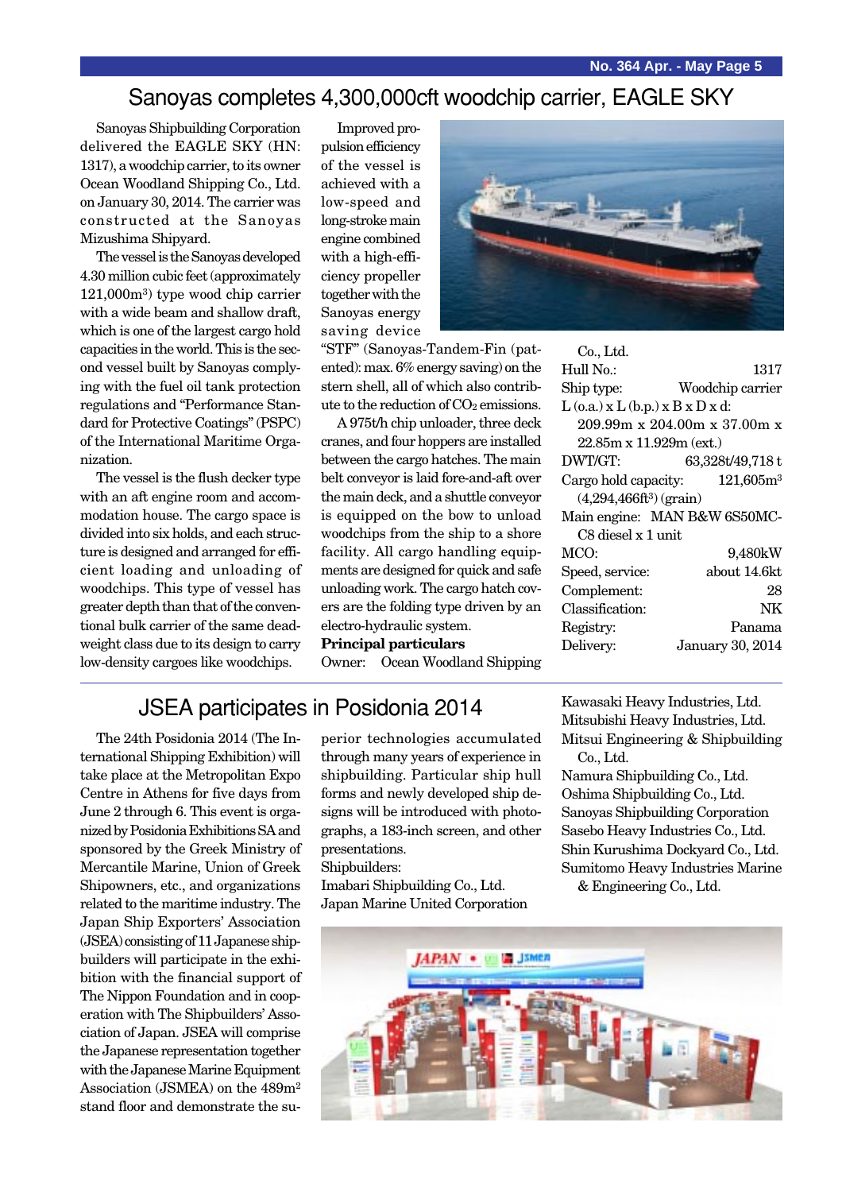# Sanoyas completes 4,300,000cft woodchip carrier, EAGLE SKY

Sanoyas Shipbuilding Corporation delivered the EAGLE SKY (HN: 1317), a woodchip carrier, to its owner Ocean Woodland Shipping Co., Ltd. on January 30, 2014. The carrier was constructed at the Sanoyas Mizushima Shipyard.

The vessel is the Sanoyas developed 4.30 million cubic feet (approximately 121,000m$^3$) type wood chip carrier with a wide beam and shallow draft, which is one of the largest cargo hold capacities in the world. This is the second vessel built by Sanoyas complying with the fuel oil tank protection regulations and "Performance Standard for Protective Coatings" (PSPC) of the International Maritime Organization.

The vessel is the flush decker type with an aft engine room and accommodation house. The cargo space is divided into six holds, and each structure is designed and arranged for efficient loading and unloading of woodchips. This type of vessel has greater depth than that of the conventional bulk carrier of the same deadweight class due to its design to carry low-density cargoes like woodchips.

Improved propulsion efficiency of the vessel is achieved with a low-speed and long-stroke main engine combined with a high-efficiency propeller together with the Sanoyas energy saving device "STF" (Sanoyas-Tandem-Fin (patented): max. 6% energy saving) on the stern shell, all of which also contribute to the reduction of $CO_2$ emissions.

A 975t/h chip unloader, three deck cranes, and four hoppers are installed between the cargo hatches. The main belt conveyor is laid fore-and-aft over the main deck, and a shuttle conveyor is equipped on the bow to unload woodchips from the ship to a shore facility. All cargo handling equipments are designed for quick and safe unloading work. The cargo hatch covers are the folding type driven by an electro-hydraulic system.

**Principal particulars**

Owner: Ocean Woodland Shipping Co., Ltd.
Hull No.: 1317
Ship type: Woodchip carrier
L (o.a.) x L (b.p.) x B x D x d: 209.99m x 204.00m x 37.00m x 22.85m x 11.929m (ext.)
DWT/GT: 63,328t/49,718 t
Cargo hold capacity: 121,605m$^3$ (4,294,466ft$^3$) (grain)
Main engine: MAN B&W 6S50MC-C8 diesel x 1 unit
MCO: 9,480kW
Speed, service: about 14.6kt
Complement: 28
Classification: NK
Registry: Panama
Delivery: January 30, 2014

# JSEA participates in Posidonia 2014

The 24th Posidonia 2014 (The International Shipping Exhibition) will take place at the Metropolitan Expo Centre in Athens for five days from June 2 through 6. This event is organized by Posidonia Exhibitions SA and sponsored by the Greek Ministry of Mercantile Marine, Union of Greek Shipowners, etc., and organizations related to the maritime industry. The Japan Ship Exporters' Association (JSEA) consisting of 11 Japanese shipbuilders will participate in the exhibition with the financial support of The Nippon Foundation and in cooperation with The Shipbuilders' Association of Japan. JSEA will comprise the Japanese representation together with the Japanese Marine Equipment Association (JSMEA) on the 489m$^2$ stand floor and demonstrate the superior technologies accumulated through many years of experience in shipbuilding. Particular ship hull forms and newly developed ship designs will be introduced with photographs, a 183-inch screen, and other presentations.

Shipbuilders:
Imabari Shipbuilding Co., Ltd.
Japan Marine United Corporation
Kawasaki Heavy Industries, Ltd.
Mitsubishi Heavy Industries, Ltd.
Mitsui Engineering & Shipbuilding Co., Ltd.
Namura Shipbuilding Co., Ltd.
Oshima Shipbuilding Co., Ltd.
Sanoyas Shipbuilding Corporation
Sasebo Heavy Industries Co., Ltd.
Shin Kurushima Dockyard Co., Ltd.
Sumitomo Heavy Industries Marine & Engineering Co., Ltd.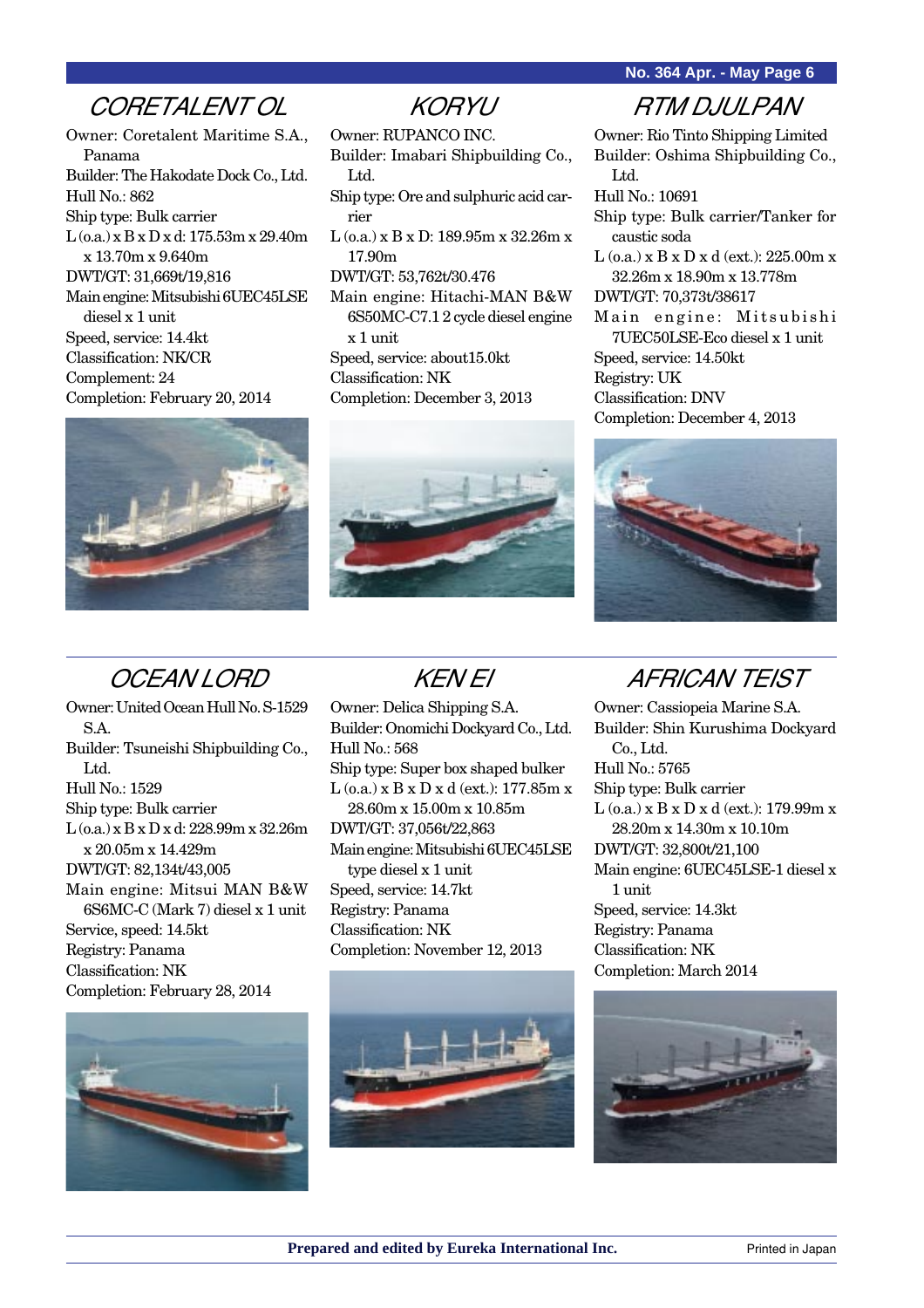## CORETALENT OL

Owner: Coretalent Maritime S.A., Panama
Builder: The Hakodate Dock Co., Ltd.
Hull No.: 862
Ship type: Bulk carrier
L (o.a.) x B x D x d: 175.53m x 29.40m x 13.70m x 9.640m
DWT/GT: 31,669t/19,816
Main engine: Mitsubishi 6UEC45LSE diesel x 1 unit
Speed, service: 14.4kt
Classification: NK/CR
Complement: 24
Completion: February 20, 2014

## KORYU

Owner: RUPANCO INC.
Builder: Imabari Shipbuilding Co., Ltd.
Ship type: Ore and sulphuric acid carrier
L (o.a.) x B x D: 189.95m x 32.26m x 17.90m
DWT/GT: 53,762t/30.476
Main engine: Hitachi-MAN B&W 6S50MC-C7.1 2 cycle diesel engine x 1 unit
Speed, service: about15.0kt
Classification: NK
Completion: December 3, 2013

## RTM DJULPAN

Owner: Rio Tinto Shipping Limited
Builder: Oshima Shipbuilding Co., Ltd.
Hull No.: 10691
Ship type: Bulk carrier/Tanker for caustic soda
L (o.a.) x B x D x d (ext.): 225.00m x 32.26m x 18.90m x 13.778m
DWT/GT: 70,373t/38617
Main engine: Mitsubishi 7UEC50LSE-Eco diesel x 1 unit
Speed, service: 14.50kt
Registry: UK
Classification: DNV
Completion: December 4, 2013

## OCEAN LORD

Owner: United Ocean Hull No. S-1529 S.A.
Builder: Tsuneishi Shipbuilding Co., Ltd.
Hull No.: 1529
Ship type: Bulk carrier
L (o.a.) x B x D x d: 228.99m x 32.26m x 20.05m x 14.429m
DWT/GT: 82,134t/43,005
Main engine: Mitsui MAN B&W 6S6MC-C (Mark 7) diesel x 1 unit
Service, speed: 14.5kt
Registry: Panama
Classification: NK
Completion: February 28, 2014

## KEN EI

Owner: Delica Shipping S.A.
Builder: Onomichi Dockyard Co., Ltd.
Hull No.: 568
Ship type: Super box shaped bulker
L (o.a.) x B x D x d (ext.): 177.85m x 28.60m x 15.00m x 10.85m
DWT/GT: 37,056t/22,863
Main engine: Mitsubishi 6UEC45LSE type diesel x 1 unit
Speed, service: 14.7kt
Registry: Panama
Classification: NK
Completion: November 12, 2013

## AFRICAN TEIST

Owner: Cassiopeia Marine S.A.
Builder: Shin Kurushima Dockyard Co., Ltd.
Hull No.: 5765
Ship type: Bulk carrier
L (o.a.) x B x D x d (ext.): 179.99m x 28.20m x 14.30m x 10.10m
DWT/GT: 32,800t/21,100
Main engine: 6UEC45LSE-1 diesel x 1 unit
Speed, service: 14.3kt
Registry: Panama
Classification: NK
Completion: March 2014

**Prepared and edited by Eureka International Inc.**

Printed in Japan